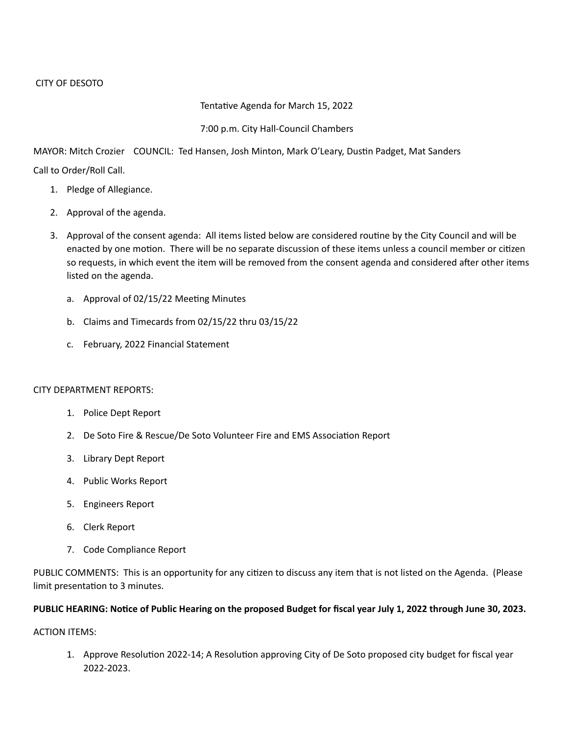CITY OF DESOTO

Tentative Agenda for March 15, 2022

7:00 p.m. City Hall-Council Chambers

MAYOR: Mitch Crozier COUNCIL: Ted Hansen, Josh Minton, Mark O'Leary, Dustin Padget, Mat Sanders

Call to Order/Roll Call.

1. Pledge of Allegiance.
2. Approval of the agenda.
3. Approval of the consent agenda: All items listed below are considered routine by the City Council and will be enacted by one motion. There will be no separate discussion of these items unless a council member or citizen so requests, in which event the item will be removed from the consent agenda and considered after other items listed on the agenda.
   a. Approval of 02/15/22 Meeting Minutes
   b. Claims and Timecards from 02/15/22 thru 03/15/22
   c. February, 2022 Financial Statement

CITY DEPARTMENT REPORTS:

1. Police Dept Report
2. De Soto Fire & Rescue/De Soto Volunteer Fire and EMS Association Report
3. Library Dept Report
4. Public Works Report
5. Engineers Report
6. Clerk Report
7. Code Compliance Report

PUBLIC COMMENTS: This is an opportunity for any citizen to discuss any item that is not listed on the Agenda. (Please limit presentation to 3 minutes.

**PUBLIC HEARING: Notice of Public Hearing on the proposed Budget for fiscal year July 1, 2022 through June 30, 2023.**

ACTION ITEMS:

1. Approve Resolution 2022-14; A Resolution approving City of De Soto proposed city budget for fiscal year 2022-2023.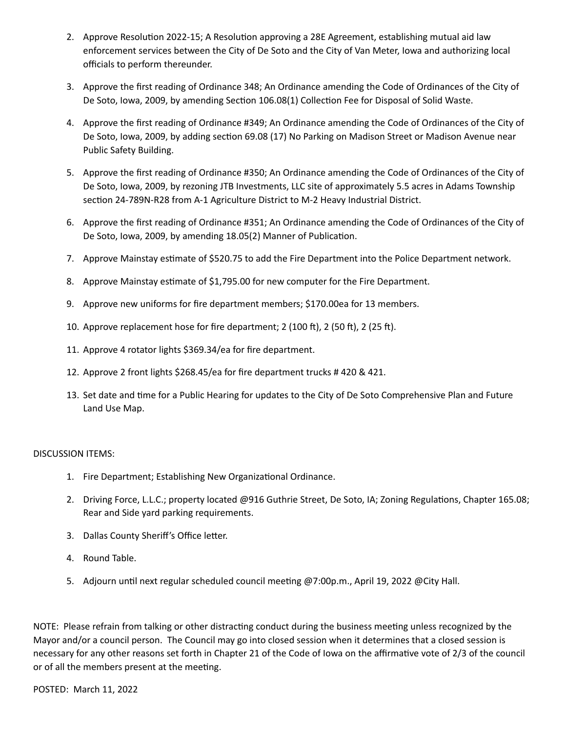2. Approve Resolution 2022-15; A Resolution approving a 28E Agreement, establishing mutual aid law enforcement services between the City of De Soto and the City of Van Meter, Iowa and authorizing local officials to perform thereunder.

3. Approve the first reading of Ordinance 348; An Ordinance amending the Code of Ordinances of the City of De Soto, Iowa, 2009, by amending Section 106.08(1) Collection Fee for Disposal of Solid Waste.

4. Approve the first reading of Ordinance #349; An Ordinance amending the Code of Ordinances of the City of De Soto, Iowa, 2009, by adding section 69.08 (17) No Parking on Madison Street or Madison Avenue near Public Safety Building.

5. Approve the first reading of Ordinance #350; An Ordinance amending the Code of Ordinances of the City of De Soto, Iowa, 2009, by rezoning JTB Investments, LLC site of approximately 5.5 acres in Adams Township section 24-789N-R28 from A-1 Agriculture District to M-2 Heavy Industrial District.

6. Approve the first reading of Ordinance #351; An Ordinance amending the Code of Ordinances of the City of De Soto, Iowa, 2009, by amending 18.05(2) Manner of Publication.

7. Approve Mainstay estimate of $520.75 to add the Fire Department into the Police Department network.

8. Approve Mainstay estimate of $1,795.00 for new computer for the Fire Department.

9. Approve new uniforms for fire department members; $170.00ea for 13 members.

10. Approve replacement hose for fire department; 2 (100 ft), 2 (50 ft), 2 (25 ft).

11. Approve 4 rotator lights $369.34/ea for fire department.

12. Approve 2 front lights $268.45/ea for fire department trucks # 420 & 421.

13. Set date and time for a Public Hearing for updates to the City of De Soto Comprehensive Plan and Future Land Use Map.

DISCUSSION ITEMS:

1. Fire Department; Establishing New Organizational Ordinance.

2. Driving Force, L.L.C.; property located @916 Guthrie Street, De Soto, IA; Zoning Regulations, Chapter 165.08; Rear and Side yard parking requirements.

3. Dallas County Sheriff's Office letter.

4. Round Table.

5. Adjourn until next regular scheduled council meeting @7:00p.m., April 19, 2022 @City Hall.

NOTE: Please refrain from talking or other distracting conduct during the business meeting unless recognized by the Mayor and/or a council person. The Council may go into closed session when it determines that a closed session is necessary for any other reasons set forth in Chapter 21 of the Code of Iowa on the affirmative vote of 2/3 of the council or of all the members present at the meeting.

POSTED: March 11, 2022